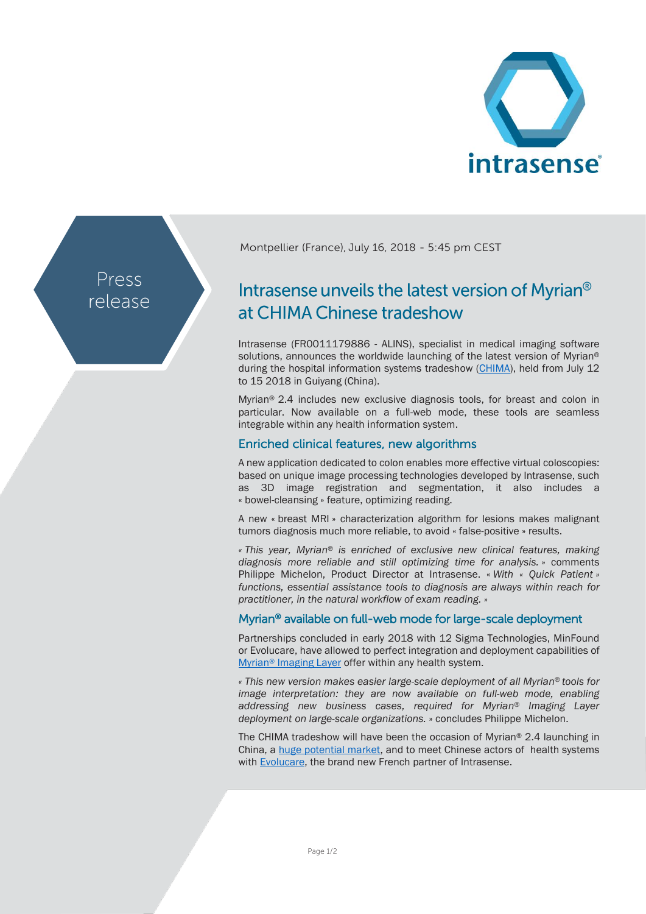Press release

Montpellier (France), July 16, 2018 - 5:45 pm CEST

# Intrasense unveils the latest version of Myrian® at CHIMA Chinese tradeshow

Intrasense (FR0011179886 - ALINS), specialist in medical imaging software solutions, announces the worldwide launching of the latest version of Myrian® during the hospital information systems tradeshow (CHIMA), held from July 12 to 15 2018 in Guiyang (China).

Myrian® 2.4 includes new exclusive diagnosis tools, for breast and colon in particular. Now available on a full-web mode, these tools are seamless integrable within any health information system.

## Enriched clinical features, new algorithms

A new application dedicated to colon enables more effective virtual coloscopies: based on unique image processing technologies developed by Intrasense, such as 3D image registration and segmentation, it also includes a « bowel-cleansing » feature, optimizing reading.

A new « breast MRI » characterization algorithm for lesions makes malignant tumors diagnosis much more reliable, to avoid « false-positive » results.

*« This year, Myrian® is enriched of exclusive new clinical features, making diagnosis more reliable and still optimizing time for analysis. »* comments Philippe Michelon, Product Director at Intrasense. *« With « Quick Patient » functions, essential assistance tools to diagnosis are always within reach for practitioner, in the natural workflow of exam reading. »*

## Myrian® available on full-web mode for large-scale deployment

Partnerships concluded in early 2018 with 12 Sigma Technologies, MinFound or Evolucare, have allowed to perfect integration and deployment capabilities of Myrian® Imaging Layer offer within any health system.

*« This new version makes easier large-scale deployment of all Myrian® tools for image interpretation: they are now available on full-web mode, enabling addressing new business cases, required for Myrian® Imaging Layer deployment on large-scale organizations. »* concludes Philippe Michelon.

The CHIMA tradeshow will have been the occasion of Myrian® 2.4 launching in China, a huge potential market, and to meet Chinese actors of health systems with Evolucare, the brand new French partner of Intrasense.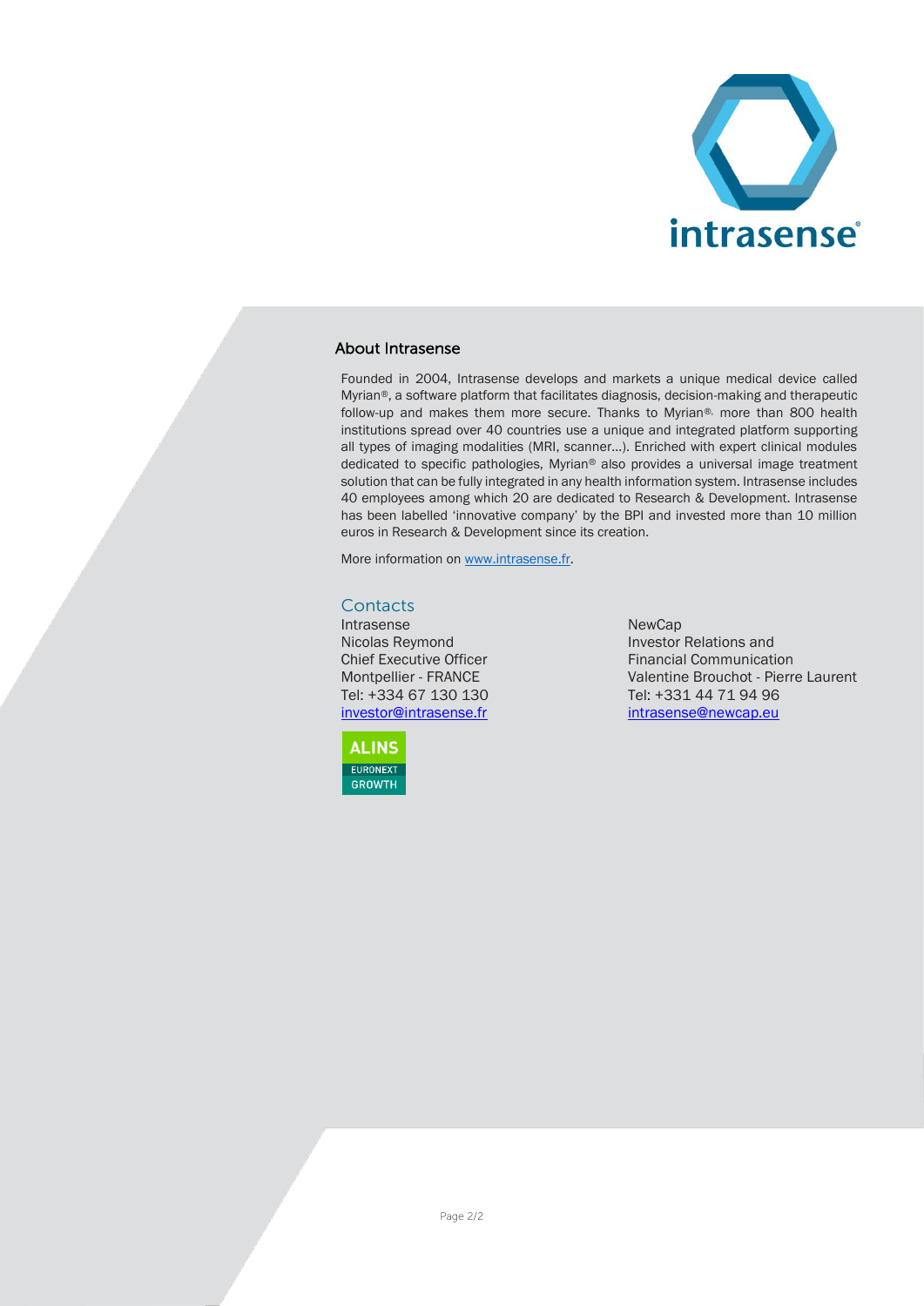## About Intrasense

Founded in 2004, Intrasense develops and markets a unique medical device called Myrian®, a software platform that facilitates diagnosis, decision-making and therapeutic follow-up and makes them more secure. Thanks to Myrian®, more than 800 health institutions spread over 40 countries use a unique and integrated platform supporting all types of imaging modalities (MRI, scanner…). Enriched with expert clinical modules dedicated to specific pathologies, Myrian® also provides a universal image treatment solution that can be fully integrated in any health information system. Intrasense includes 40 employees among which 20 are dedicated to Research & Development. Intrasense has been labelled 'innovative company' by the BPI and invested more than 10 million euros in Research & Development since its creation.

More information on www.intrasense.fr.

### Contacts

Intrasense
Nicolas Reymond
Chief Executive Officer
Montpellier - FRANCE
Tel: +334 67 130 130
investor@intrasense.fr

NewCap
Investor Relations and
Financial Communication
Valentine Brouchot - Pierre Laurent
Tel: +331 44 71 94 96
intrasense@newcap.eu

ALINS
EURONEXT
GROWTH